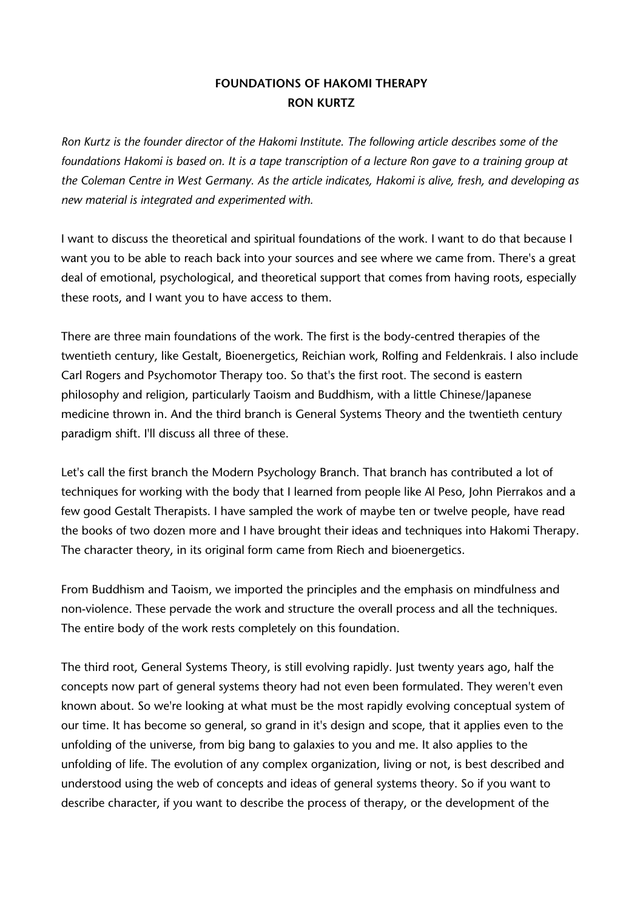# FOUNDATIONS OF HAKOMI THERAPY
## RON KURTZ

*Ron Kurtz is the founder director of the Hakomi Institute. The following article describes some of the foundations Hakomi is based on. It is a tape transcription of a lecture Ron gave to a training group at the Coleman Centre in West Germany. As the article indicates, Hakomi is alive, fresh, and developing as new material is integrated and experimented with.*

I want to discuss the theoretical and spiritual foundations of the work. I want to do that because I want you to be able to reach back into your sources and see where we came from. There's a great deal of emotional, psychological, and theoretical support that comes from having roots, especially these roots, and I want you to have access to them.

There are three main foundations of the work. The first is the body-centred therapies of the twentieth century, like Gestalt, Bioenergetics, Reichian work, Rolfing and Feldenkrais. I also include Carl Rogers and Psychomotor Therapy too. So that's the first root. The second is eastern philosophy and religion, particularly Taoism and Buddhism, with a little Chinese/Japanese medicine thrown in. And the third branch is General Systems Theory and the twentieth century paradigm shift. I'll discuss all three of these.

Let's call the first branch the Modern Psychology Branch. That branch has contributed a lot of techniques for working with the body that I learned from people like Al Peso, John Pierrakos and a few good Gestalt Therapists. I have sampled the work of maybe ten or twelve people, have read the books of two dozen more and I have brought their ideas and techniques into Hakomi Therapy. The character theory, in its original form came from Riech and bioenergetics.

From Buddhism and Taoism, we imported the principles and the emphasis on mindfulness and non-violence. These pervade the work and structure the overall process and all the techniques. The entire body of the work rests completely on this foundation.

The third root, General Systems Theory, is still evolving rapidly. Just twenty years ago, half the concepts now part of general systems theory had not even been formulated. They weren't even known about. So we're looking at what must be the most rapidly evolving conceptual system of our time. It has become so general, so grand in it's design and scope, that it applies even to the unfolding of the universe, from big bang to galaxies to you and me. It also applies to the unfolding of life. The evolution of any complex organization, living or not, is best described and understood using the web of concepts and ideas of general systems theory. So if you want to describe character, if you want to describe the process of therapy, or the development of the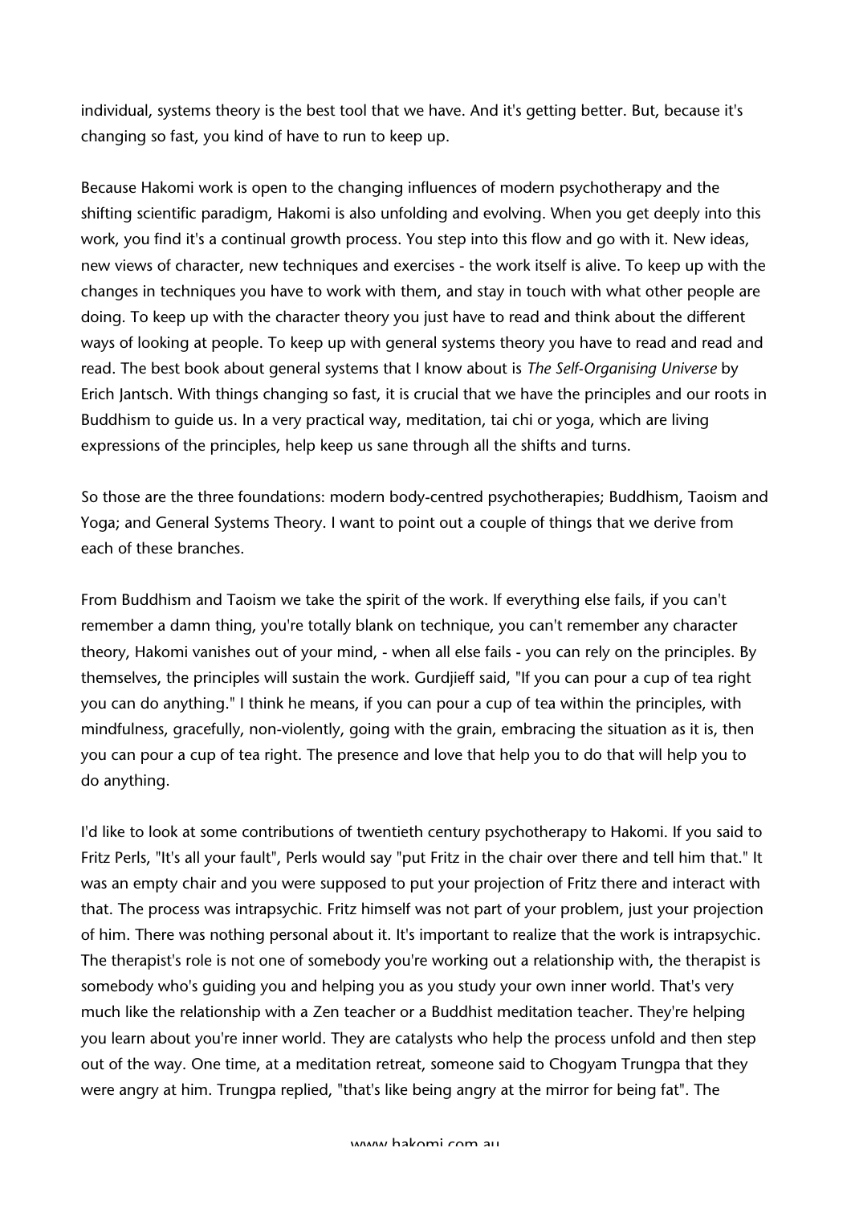individual, systems theory is the best tool that we have. And it's getting better. But, because it's changing so fast, you kind of have to run to keep up.

Because Hakomi work is open to the changing influences of modern psychotherapy and the shifting scientific paradigm, Hakomi is also unfolding and evolving. When you get deeply into this work, you find it's a continual growth process. You step into this flow and go with it. New ideas, new views of character, new techniques and exercises - the work itself is alive. To keep up with the changes in techniques you have to work with them, and stay in touch with what other people are doing. To keep up with the character theory you just have to read and think about the different ways of looking at people. To keep up with general systems theory you have to read and read and read. The best book about general systems that I know about is *The Self-Organising Universe* by Erich Jantsch. With things changing so fast, it is crucial that we have the principles and our roots in Buddhism to guide us. In a very practical way, meditation, tai chi or yoga, which are living expressions of the principles, help keep us sane through all the shifts and turns.

So those are the three foundations: modern body-centred psychotherapies; Buddhism, Taoism and Yoga; and General Systems Theory. I want to point out a couple of things that we derive from each of these branches.

From Buddhism and Taoism we take the spirit of the work. If everything else fails, if you can't remember a damn thing, you're totally blank on technique, you can't remember any character theory, Hakomi vanishes out of your mind, - when all else fails - you can rely on the principles. By themselves, the principles will sustain the work. Gurdjieff said, "If you can pour a cup of tea right you can do anything." I think he means, if you can pour a cup of tea within the principles, with mindfulness, gracefully, non-violently, going with the grain, embracing the situation as it is, then you can pour a cup of tea right. The presence and love that help you to do that will help you to do anything.

I'd like to look at some contributions of twentieth century psychotherapy to Hakomi. If you said to Fritz Perls, "It's all your fault", Perls would say "put Fritz in the chair over there and tell him that." It was an empty chair and you were supposed to put your projection of Fritz there and interact with that. The process was intrapsychic. Fritz himself was not part of your problem, just your projection of him. There was nothing personal about it. It's important to realize that the work is intrapsychic. The therapist's role is not one of somebody you're working out a relationship with, the therapist is somebody who's guiding you and helping you as you study your own inner world. That's very much like the relationship with a Zen teacher or a Buddhist meditation teacher. They're helping you learn about you're inner world. They are catalysts who help the process unfold and then step out of the way. One time, at a meditation retreat, someone said to Chogyam Trungpa that they were angry at him. Trungpa replied, "that's like being angry at the mirror for being fat". The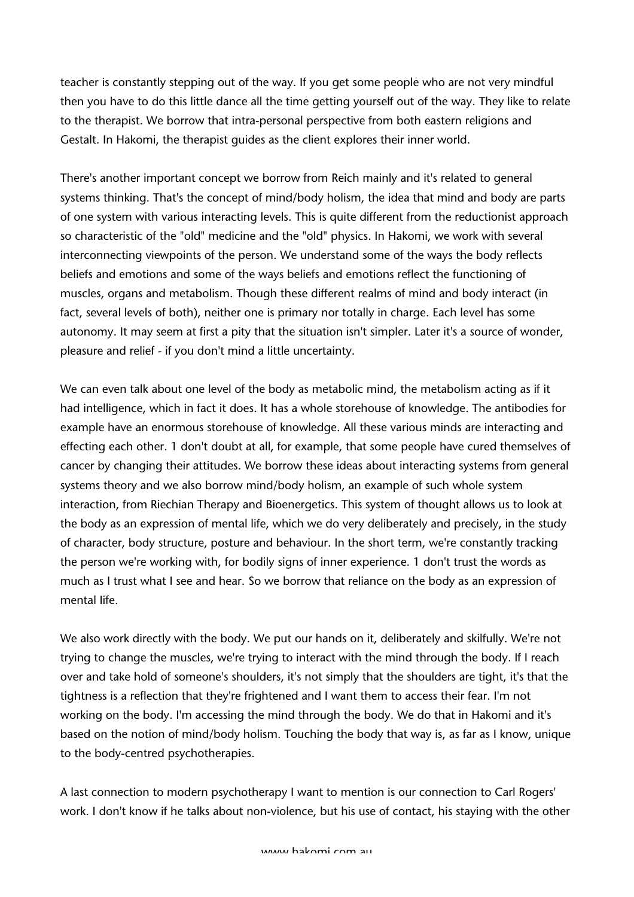teacher is constantly stepping out of the way. If you get some people who are not very mindful then you have to do this little dance all the time getting yourself out of the way. They like to relate to the therapist. We borrow that intra-personal perspective from both eastern religions and Gestalt. In Hakomi, the therapist guides as the client explores their inner world.

There's another important concept we borrow from Reich mainly and it's related to general systems thinking. That's the concept of mind/body holism, the idea that mind and body are parts of one system with various interacting levels. This is quite different from the reductionist approach so characteristic of the "old" medicine and the "old" physics. In Hakomi, we work with several interconnecting viewpoints of the person. We understand some of the ways the body reflects beliefs and emotions and some of the ways beliefs and emotions reflect the functioning of muscles, organs and metabolism. Though these different realms of mind and body interact (in fact, several levels of both), neither one is primary nor totally in charge. Each level has some autonomy. It may seem at first a pity that the situation isn't simpler. Later it's a source of wonder, pleasure and relief - if you don't mind a little uncertainty.

We can even talk about one level of the body as metabolic mind, the metabolism acting as if it had intelligence, which in fact it does. It has a whole storehouse of knowledge. The antibodies for example have an enormous storehouse of knowledge. All these various minds are interacting and effecting each other. 1 don't doubt at all, for example, that some people have cured themselves of cancer by changing their attitudes. We borrow these ideas about interacting systems from general systems theory and we also borrow mind/body holism, an example of such whole system interaction, from Riechian Therapy and Bioenergetics. This system of thought allows us to look at the body as an expression of mental life, which we do very deliberately and precisely, in the study of character, body structure, posture and behaviour. In the short term, we're constantly tracking the person we're working with, for bodily signs of inner experience. 1 don't trust the words as much as I trust what I see and hear. So we borrow that reliance on the body as an expression of mental life.

We also work directly with the body. We put our hands on it, deliberately and skilfully. We're not trying to change the muscles, we're trying to interact with the mind through the body. If I reach over and take hold of someone's shoulders, it's not simply that the shoulders are tight, it's that the tightness is a reflection that they're frightened and I want them to access their fear. I'm not working on the body. I'm accessing the mind through the body. We do that in Hakomi and it's based on the notion of mind/body holism. Touching the body that way is, as far as I know, unique to the body-centred psychotherapies.

A last connection to modern psychotherapy I want to mention is our connection to Carl Rogers' work. I don't know if he talks about non-violence, but his use of contact, his staying with the other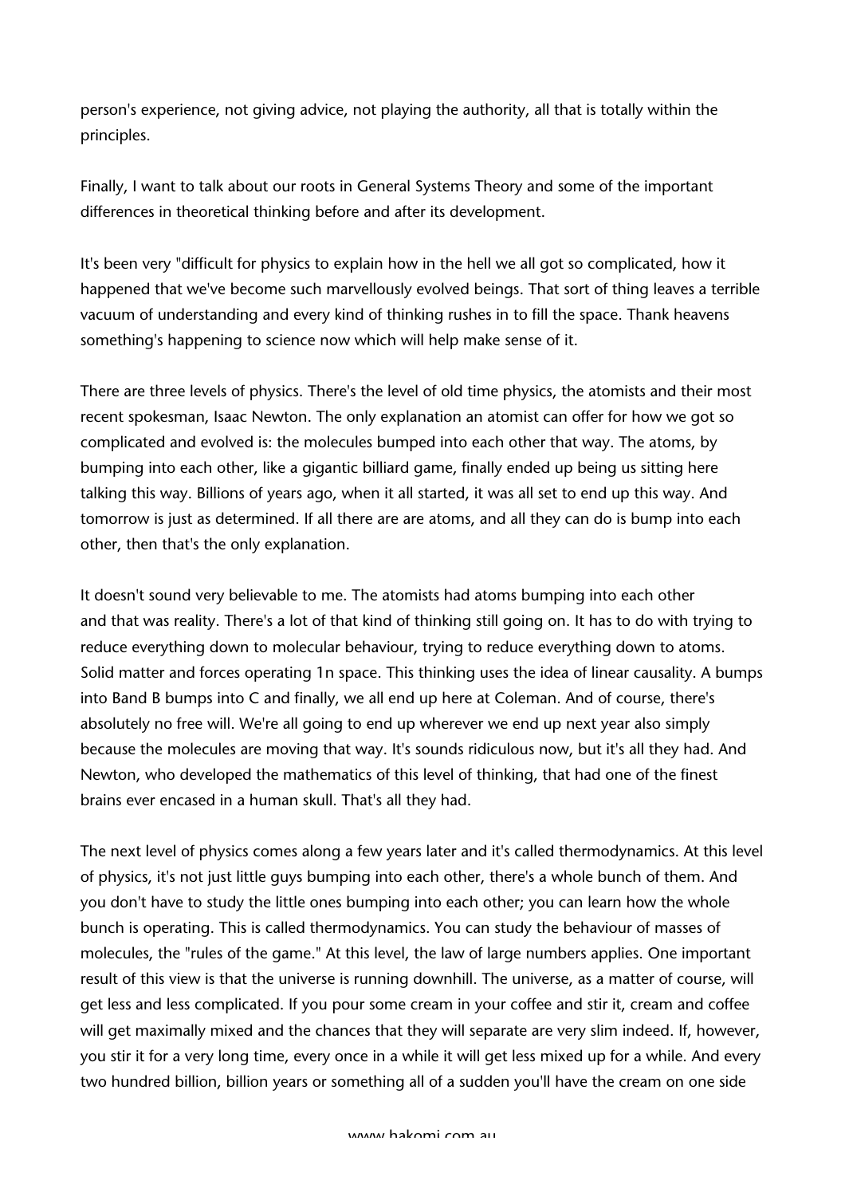person's experience, not giving advice, not playing the authority, all that is totally within the principles.

Finally, I want to talk about our roots in General Systems Theory and some of the important differences in theoretical thinking before and after its development.

It's been very "difficult for physics to explain how in the hell we all got so complicated, how it happened that we've become such marvellously evolved beings. That sort of thing leaves a terrible vacuum of understanding and every kind of thinking rushes in to fill the space. Thank heavens something's happening to science now which will help make sense of it.

There are three levels of physics. There's the level of old time physics, the atomists and their most recent spokesman, Isaac Newton. The only explanation an atomist can offer for how we got so complicated and evolved is: the molecules bumped into each other that way. The atoms, by bumping into each other, like a gigantic billiard game, finally ended up being us sitting here talking this way. Billions of years ago, when it all started, it was all set to end up this way. And tomorrow is just as determined. If all there are are atoms, and all they can do is bump into each other, then that's the only explanation.

It doesn't sound very believable to me. The atomists had atoms bumping into each other and that was reality. There's a lot of that kind of thinking still going on. It has to do with trying to reduce everything down to molecular behaviour, trying to reduce everything down to atoms. Solid matter and forces operating 1n space. This thinking uses the idea of linear causality. A bumps into Band B bumps into C and finally, we all end up here at Coleman. And of course, there's absolutely no free will. We're all going to end up wherever we end up next year also simply because the molecules are moving that way. It's sounds ridiculous now, but it's all they had. And Newton, who developed the mathematics of this level of thinking, that had one of the finest brains ever encased in a human skull. That's all they had.

The next level of physics comes along a few years later and it's called thermodynamics. At this level of physics, it's not just little guys bumping into each other, there's a whole bunch of them. And you don't have to study the little ones bumping into each other; you can learn how the whole bunch is operating. This is called thermodynamics. You can study the behaviour of masses of molecules, the "rules of the game." At this level, the law of large numbers applies. One important result of this view is that the universe is running downhill. The universe, as a matter of course, will get less and less complicated. If you pour some cream in your coffee and stir it, cream and coffee will get maximally mixed and the chances that they will separate are very slim indeed. If, however, you stir it for a very long time, every once in a while it will get less mixed up for a while. And every two hundred billion, billion years or something all of a sudden you'll have the cream on one side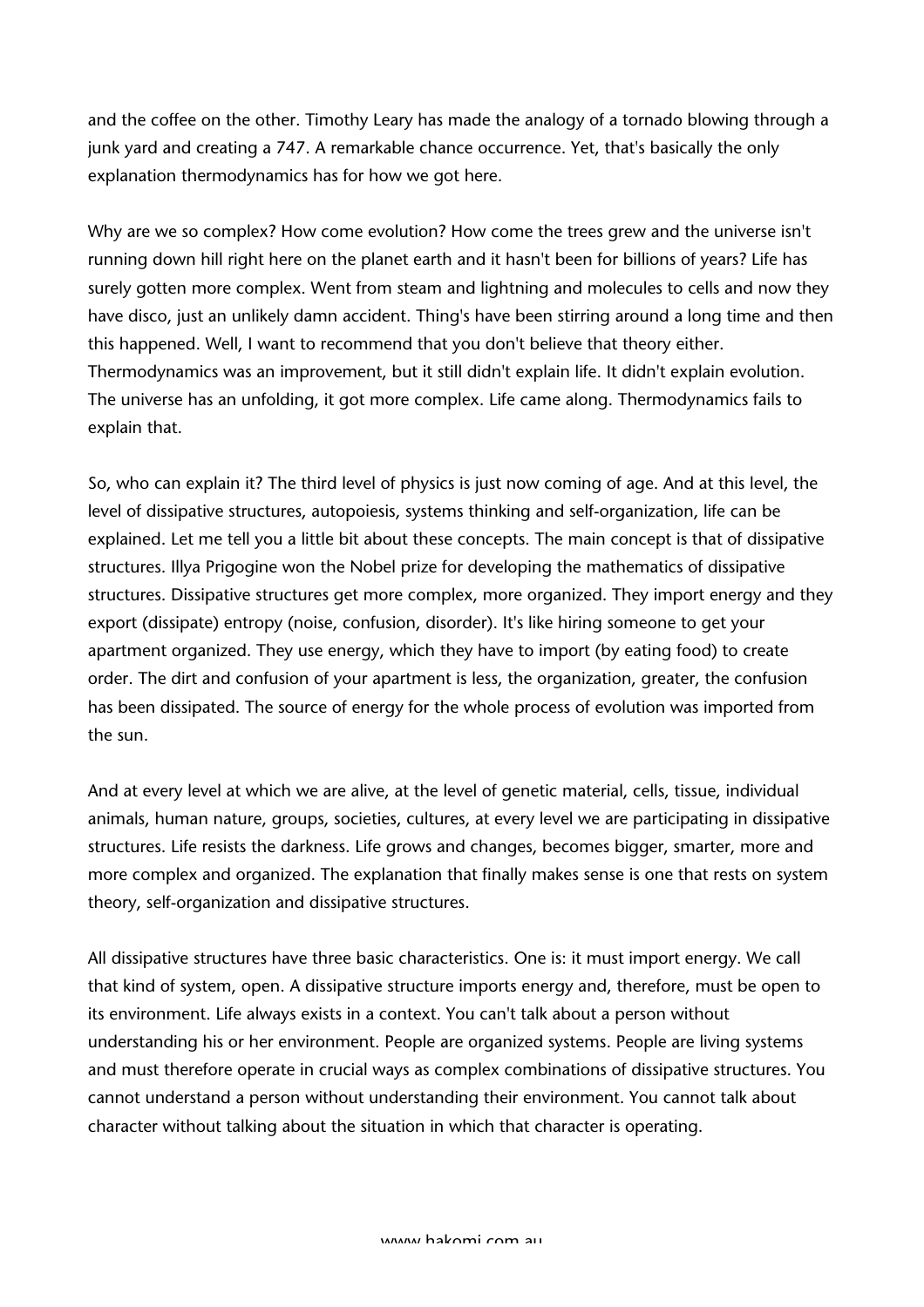and the coffee on the other. Timothy Leary has made the analogy of a tornado blowing through a junk yard and creating a 747. A remarkable chance occurrence. Yet, that's basically the only explanation thermodynamics has for how we got here.

Why are we so complex? How come evolution? How come the trees grew and the universe isn't running down hill right here on the planet earth and it hasn't been for billions of years? Life has surely gotten more complex. Went from steam and lightning and molecules to cells and now they have disco, just an unlikely damn accident. Thing's have been stirring around a long time and then this happened. Well, I want to recommend that you don't believe that theory either. Thermodynamics was an improvement, but it still didn't explain life. It didn't explain evolution. The universe has an unfolding, it got more complex. Life came along. Thermodynamics fails to explain that.

So, who can explain it? The third level of physics is just now coming of age. And at this level, the level of dissipative structures, autopoiesis, systems thinking and self-organization, life can be explained. Let me tell you a little bit about these concepts. The main concept is that of dissipative structures. Illya Prigogine won the Nobel prize for developing the mathematics of dissipative structures. Dissipative structures get more complex, more organized. They import energy and they export (dissipate) entropy (noise, confusion, disorder). It's like hiring someone to get your apartment organized. They use energy, which they have to import (by eating food) to create order. The dirt and confusion of your apartment is less, the organization, greater, the confusion has been dissipated. The source of energy for the whole process of evolution was imported from the sun.

And at every level at which we are alive, at the level of genetic material, cells, tissue, individual animals, human nature, groups, societies, cultures, at every level we are participating in dissipative structures. Life resists the darkness. Life grows and changes, becomes bigger, smarter, more and more complex and organized. The explanation that finally makes sense is one that rests on system theory, self-organization and dissipative structures.

All dissipative structures have three basic characteristics. One is: it must import energy. We call that kind of system, open. A dissipative structure imports energy and, therefore, must be open to its environment. Life always exists in a context. You can't talk about a person without understanding his or her environment. People are organized systems. People are living systems and must therefore operate in crucial ways as complex combinations of dissipative structures. You cannot understand a person without understanding their environment. You cannot talk about character without talking about the situation in which that character is operating.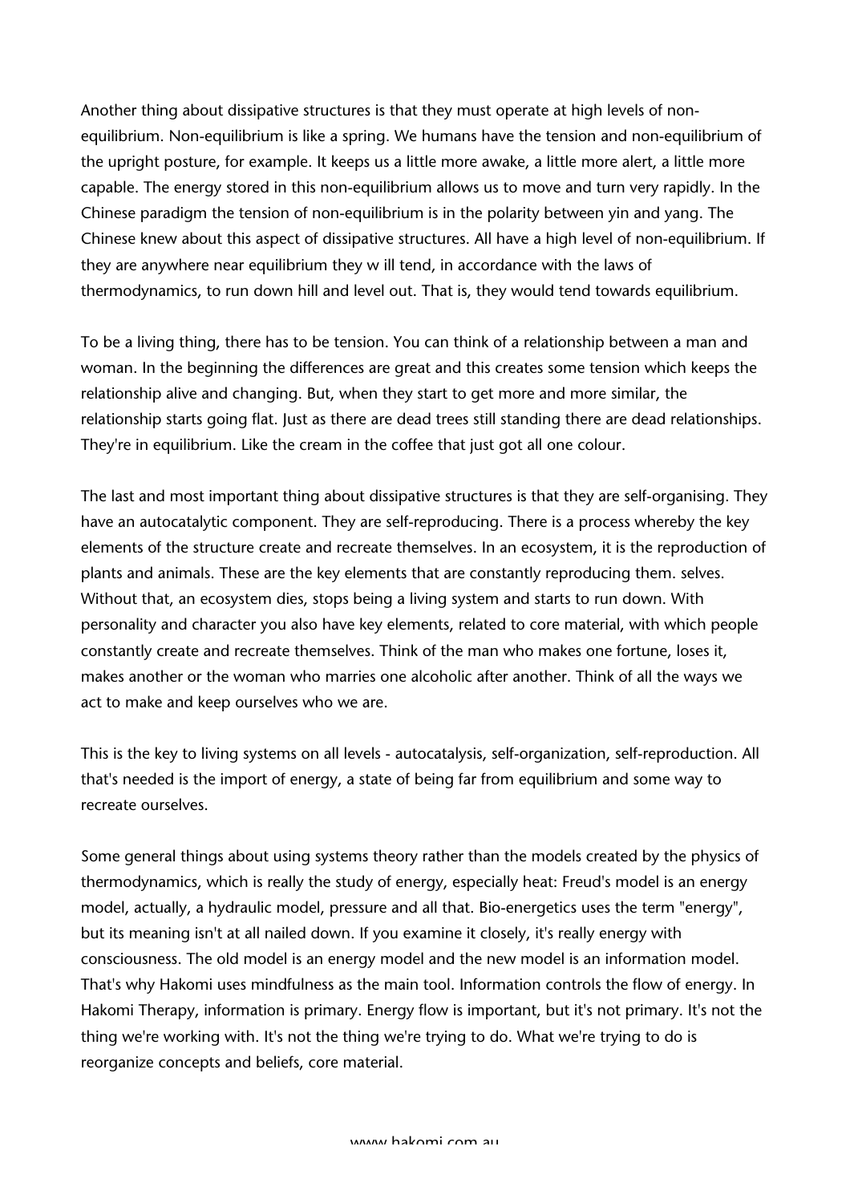Another thing about dissipative structures is that they must operate at high levels of non-equilibrium. Non-equilibrium is like a spring. We humans have the tension and non-equilibrium of the upright posture, for example. It keeps us a little more awake, a little more alert, a little more capable. The energy stored in this non-equilibrium allows us to move and turn very rapidly. In the Chinese paradigm the tension of non-equilibrium is in the polarity between yin and yang. The Chinese knew about this aspect of dissipative structures. All have a high level of non-equilibrium. If they are anywhere near equilibrium they w ill tend, in accordance with the laws of thermodynamics, to run down hill and level out. That is, they would tend towards equilibrium.

To be a living thing, there has to be tension. You can think of a relationship between a man and woman. In the beginning the differences are great and this creates some tension which keeps the relationship alive and changing. But, when they start to get more and more similar, the relationship starts going flat. Just as there are dead trees still standing there are dead relationships. They're in equilibrium. Like the cream in the coffee that just got all one colour.

The last and most important thing about dissipative structures is that they are self-organising. They have an autocatalytic component. They are self-reproducing. There is a process whereby the key elements of the structure create and recreate themselves. In an ecosystem, it is the reproduction of plants and animals. These are the key elements that are constantly reproducing them. selves. Without that, an ecosystem dies, stops being a living system and starts to run down. With personality and character you also have key elements, related to core material, with which people constantly create and recreate themselves. Think of the man who makes one fortune, loses it, makes another or the woman who marries one alcoholic after another. Think of all the ways we act to make and keep ourselves who we are.

This is the key to living systems on all levels - autocatalysis, self-organization, self-reproduction. All that's needed is the import of energy, a state of being far from equilibrium and some way to recreate ourselves.

Some general things about using systems theory rather than the models created by the physics of thermodynamics, which is really the study of energy, especially heat: Freud's model is an energy model, actually, a hydraulic model, pressure and all that. Bio-energetics uses the term "energy", but its meaning isn't at all nailed down. If you examine it closely, it's really energy with consciousness. The old model is an energy model and the new model is an information model. That's why Hakomi uses mindfulness as the main tool. Information controls the flow of energy. In Hakomi Therapy, information is primary. Energy flow is important, but it's not primary. It's not the thing we're working with. It's not the thing we're trying to do. What we're trying to do is reorganize concepts and beliefs, core material.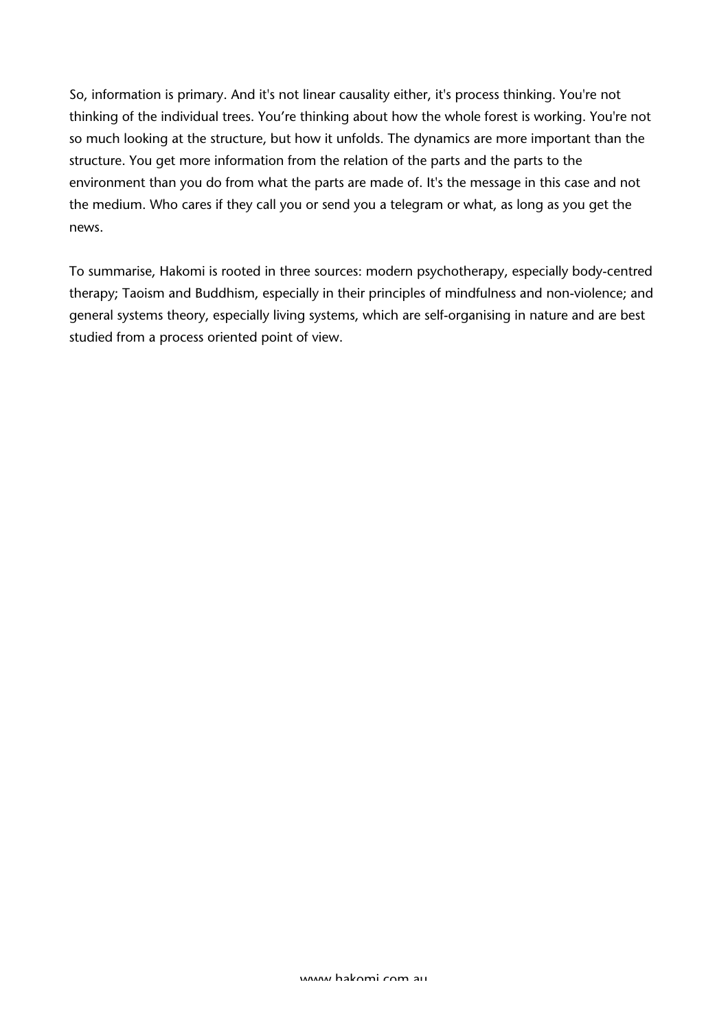So, information is primary. And it's not linear causality either, it's process thinking. You're not thinking of the individual trees. You're thinking about how the whole forest is working. You're not so much looking at the structure, but how it unfolds. The dynamics are more important than the structure. You get more information from the relation of the parts and the parts to the environment than you do from what the parts are made of. It's the message in this case and not the medium. Who cares if they call you or send you a telegram or what, as long as you get the news.

To summarise, Hakomi is rooted in three sources: modern psychotherapy, especially body-centred therapy; Taoism and Buddhism, especially in their principles of mindfulness and non-violence; and general systems theory, especially living systems, which are self-organising in nature and are best studied from a process oriented point of view.